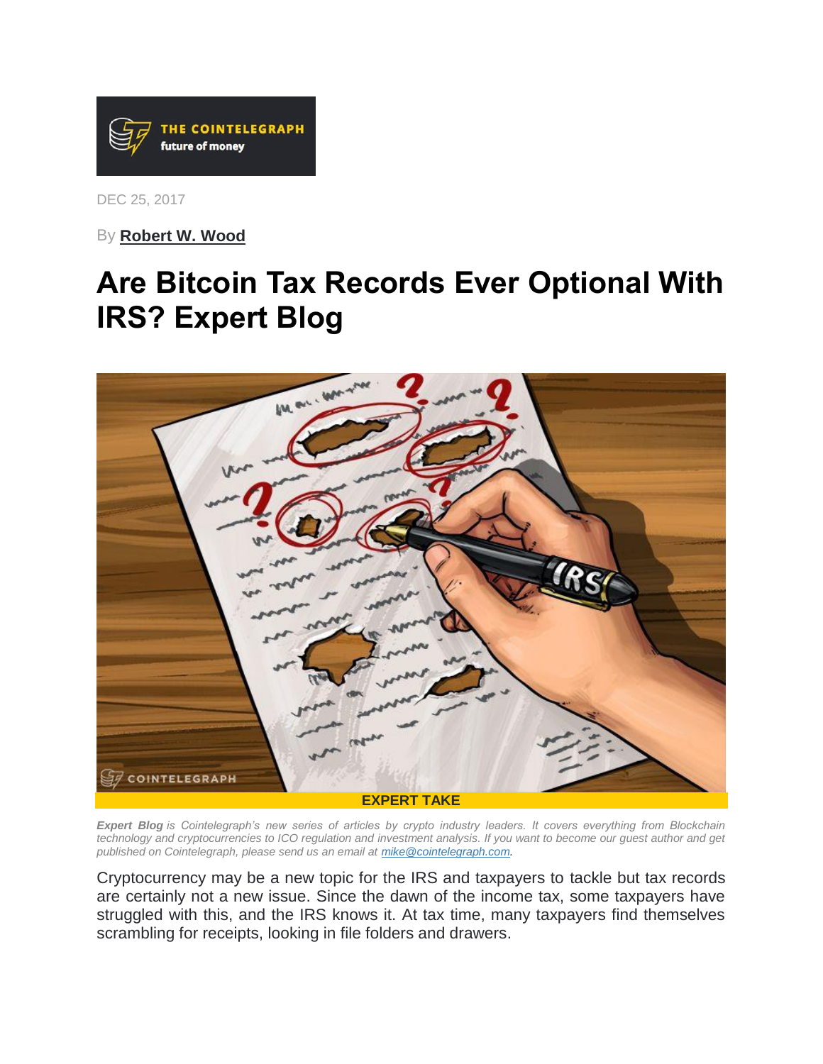THE COINTELEGRAPH
future of money

DEC 25, 2017

By **Robert W. Wood**

# Are Bitcoin Tax Records Ever Optional With IRS? Expert Blog

**EXPERT TAKE**

***Expert Blog*** *is Cointelegraph's new series of articles by crypto industry leaders. It covers everything from Blockchain technology and cryptocurrencies to ICO regulation and investment analysis. If you want to become our guest author and get published on Cointelegraph, please send us an email at mike@cointelegraph.com.*

Cryptocurrency may be a new topic for the IRS and taxpayers to tackle but tax records are certainly not a new issue. Since the dawn of the income tax, some taxpayers have struggled with this, and the IRS knows it. At tax time, many taxpayers find themselves scrambling for receipts, looking in file folders and drawers.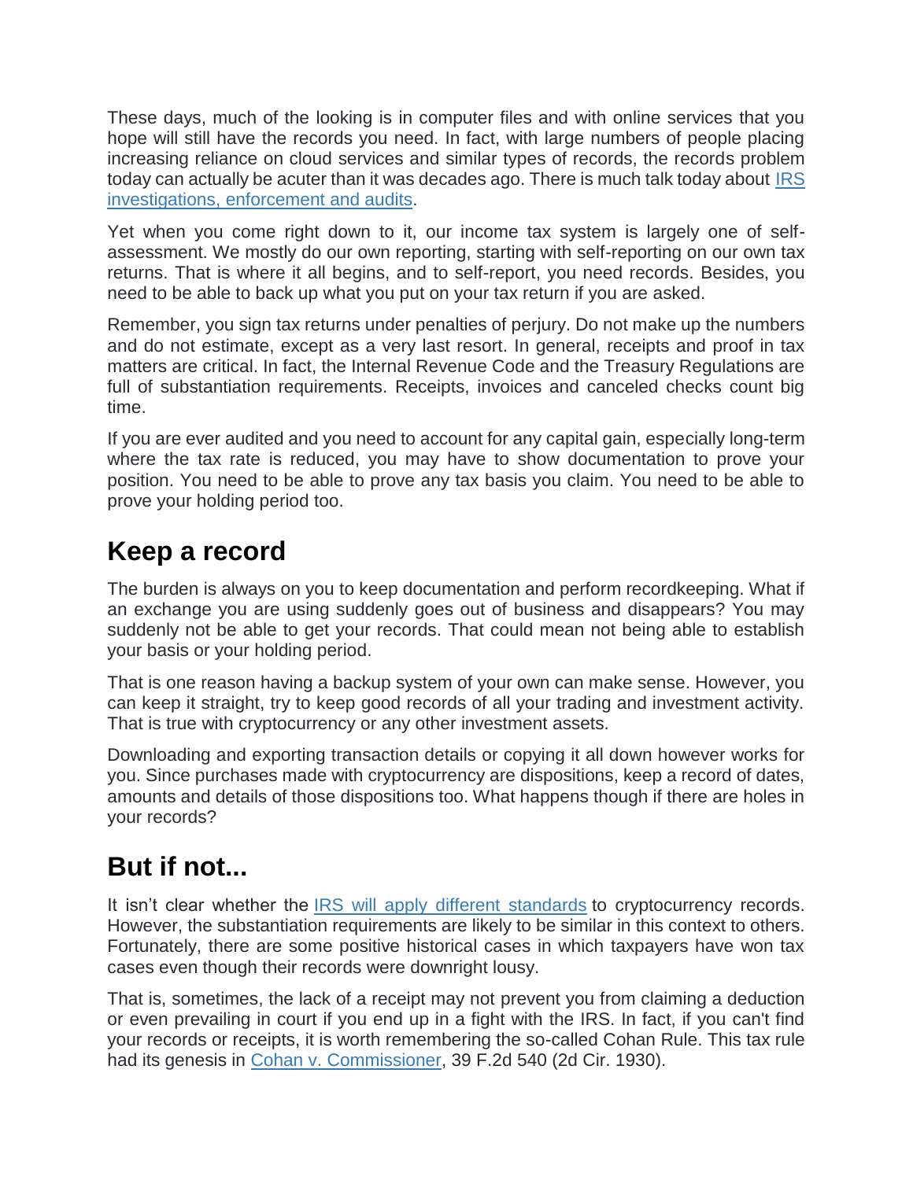These days, much of the looking is in computer files and with online services that you hope will still have the records you need. In fact, with large numbers of people placing increasing reliance on cloud services and similar types of records, the records problem today can actually be acuter than it was decades ago. There is much talk today about IRS investigations, enforcement and audits.

Yet when you come right down to it, our income tax system is largely one of self-assessment. We mostly do our own reporting, starting with self-reporting on our own tax returns. That is where it all begins, and to self-report, you need records. Besides, you need to be able to back up what you put on your tax return if you are asked.

Remember, you sign tax returns under penalties of perjury. Do not make up the numbers and do not estimate, except as a very last resort. In general, receipts and proof in tax matters are critical. In fact, the Internal Revenue Code and the Treasury Regulations are full of substantiation requirements. Receipts, invoices and canceled checks count big time.

If you are ever audited and you need to account for any capital gain, especially long-term where the tax rate is reduced, you may have to show documentation to prove your position. You need to be able to prove any tax basis you claim. You need to be able to prove your holding period too.

## Keep a record

The burden is always on you to keep documentation and perform recordkeeping. What if an exchange you are using suddenly goes out of business and disappears? You may suddenly not be able to get your records. That could mean not being able to establish your basis or your holding period.

That is one reason having a backup system of your own can make sense. However, you can keep it straight, try to keep good records of all your trading and investment activity. That is true with cryptocurrency or any other investment assets.

Downloading and exporting transaction details or copying it all down however works for you. Since purchases made with cryptocurrency are dispositions, keep a record of dates, amounts and details of those dispositions too. What happens though if there are holes in your records?

## But if not...

It isn't clear whether the IRS will apply different standards to cryptocurrency records. However, the substantiation requirements are likely to be similar in this context to others. Fortunately, there are some positive historical cases in which taxpayers have won tax cases even though their records were downright lousy.

That is, sometimes, the lack of a receipt may not prevent you from claiming a deduction or even prevailing in court if you end up in a fight with the IRS. In fact, if you can't find your records or receipts, it is worth remembering the so-called Cohan Rule. This tax rule had its genesis in Cohan v. Commissioner, 39 F.2d 540 (2d Cir. 1930).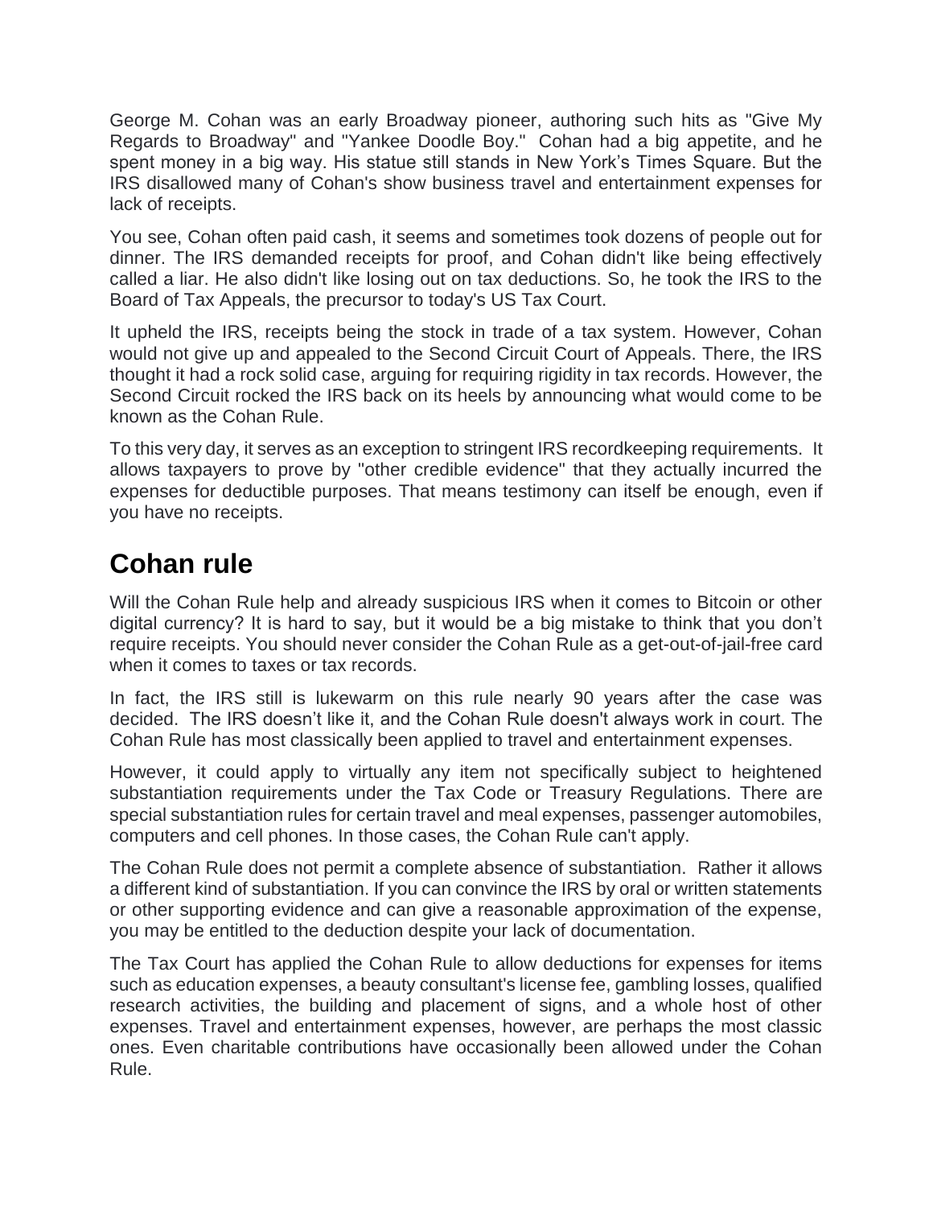George M. Cohan was an early Broadway pioneer, authoring such hits as "Give My Regards to Broadway" and "Yankee Doodle Boy." Cohan had a big appetite, and he spent money in a big way. His statue still stands in New York's Times Square. But the IRS disallowed many of Cohan's show business travel and entertainment expenses for lack of receipts.

You see, Cohan often paid cash, it seems and sometimes took dozens of people out for dinner. The IRS demanded receipts for proof, and Cohan didn't like being effectively called a liar. He also didn't like losing out on tax deductions. So, he took the IRS to the Board of Tax Appeals, the precursor to today's US Tax Court.

It upheld the IRS, receipts being the stock in trade of a tax system. However, Cohan would not give up and appealed to the Second Circuit Court of Appeals. There, the IRS thought it had a rock solid case, arguing for requiring rigidity in tax records. However, the Second Circuit rocked the IRS back on its heels by announcing what would come to be known as the Cohan Rule.

To this very day, it serves as an exception to stringent IRS recordkeeping requirements. It allows taxpayers to prove by "other credible evidence" that they actually incurred the expenses for deductible purposes. That means testimony can itself be enough, even if you have no receipts.

## Cohan rule

Will the Cohan Rule help and already suspicious IRS when it comes to Bitcoin or other digital currency? It is hard to say, but it would be a big mistake to think that you don't require receipts. You should never consider the Cohan Rule as a get-out-of-jail-free card when it comes to taxes or tax records.

In fact, the IRS still is lukewarm on this rule nearly 90 years after the case was decided. The IRS doesn't like it, and the Cohan Rule doesn't always work in court. The Cohan Rule has most classically been applied to travel and entertainment expenses.

However, it could apply to virtually any item not specifically subject to heightened substantiation requirements under the Tax Code or Treasury Regulations. There are special substantiation rules for certain travel and meal expenses, passenger automobiles, computers and cell phones. In those cases, the Cohan Rule can't apply.

The Cohan Rule does not permit a complete absence of substantiation. Rather it allows a different kind of substantiation. If you can convince the IRS by oral or written statements or other supporting evidence and can give a reasonable approximation of the expense, you may be entitled to the deduction despite your lack of documentation.

The Tax Court has applied the Cohan Rule to allow deductions for expenses for items such as education expenses, a beauty consultant's license fee, gambling losses, qualified research activities, the building and placement of signs, and a whole host of other expenses. Travel and entertainment expenses, however, are perhaps the most classic ones. Even charitable contributions have occasionally been allowed under the Cohan Rule.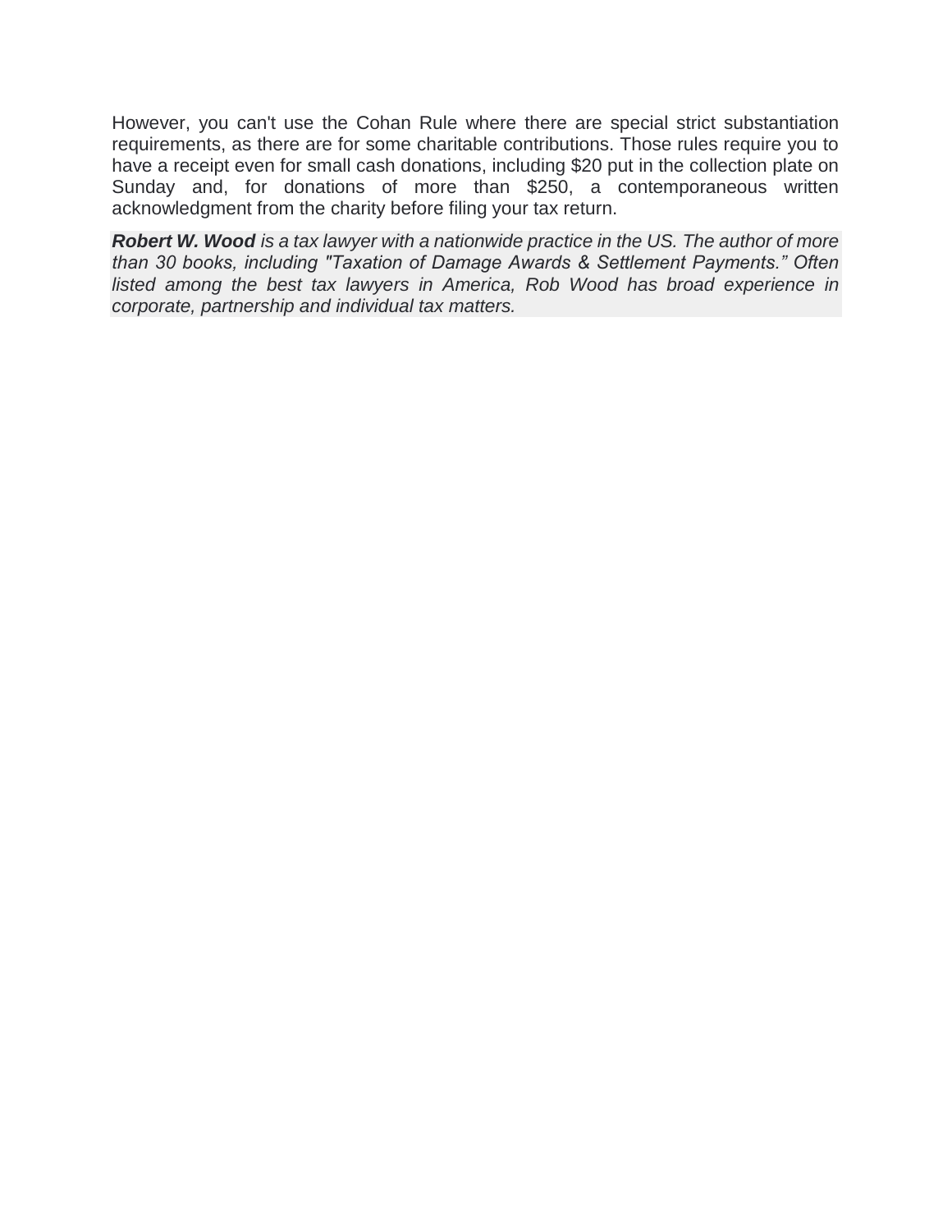However, you can't use the Cohan Rule where there are special strict substantiation requirements, as there are for some charitable contributions. Those rules require you to have a receipt even for small cash donations, including $20 put in the collection plate on Sunday and, for donations of more than $250, a contemporaneous written acknowledgment from the charity before filing your tax return.

***Robert W. Wood** is a tax lawyer with a nationwide practice in the US. The author of more than 30 books, including "Taxation of Damage Awards & Settlement Payments." Often listed among the best tax lawyers in America, Rob Wood has broad experience in corporate, partnership and individual tax matters.*